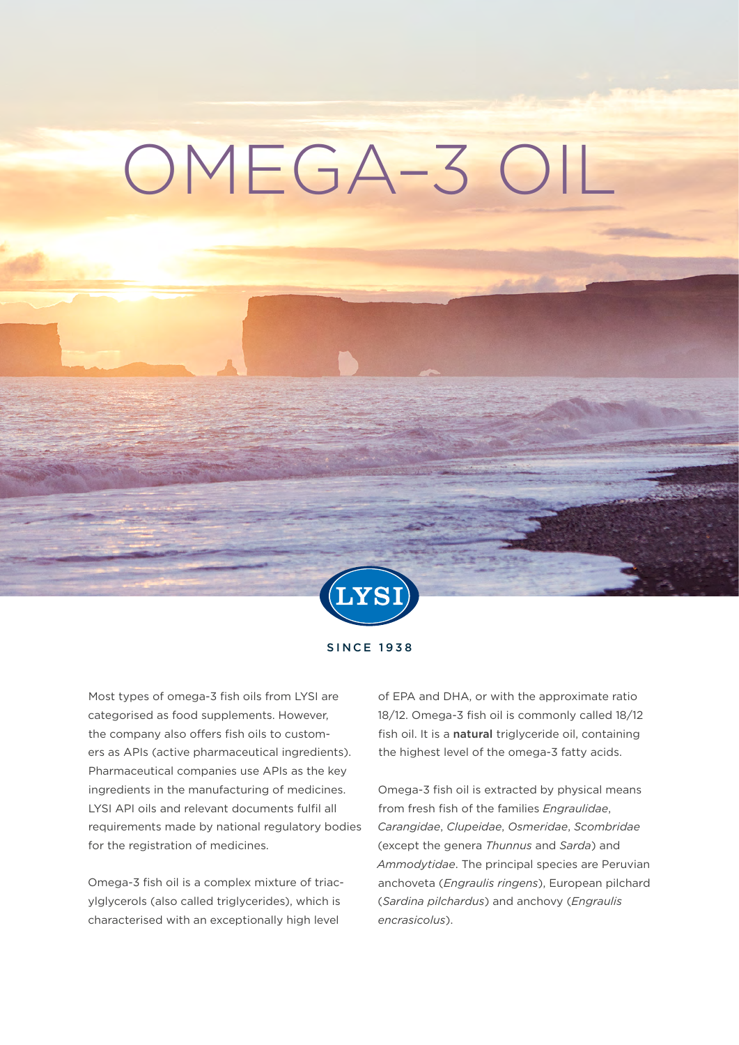# OMEGA-3 OIL

LYSI

SINCE 1938

Most types of omega-3 fish oils from LYSI are categorised as food supplements. However, the company also offers fish oils to customers as APIs (active pharmaceutical ingredients). Pharmaceutical companies use APIs as the key ingredients in the manufacturing of medicines. LYSI API oils and relevant documents fulfil all requirements made by national regulatory bodies for the registration of medicines.

Omega-3 fish oil is a complex mixture of triacylglycerols (also called triglycerides), which is characterised with an exceptionally high level of EPA and DHA, or with the approximate ratio 18/12. Omega-3 fish oil is commonly called 18/12 fish oil. It is a **natural** triglyceride oil, containing the highest level of the omega-3 fatty acids.

Omega-3 fish oil is extracted by physical means from fresh fish of the families *Engraulidae*, *Carangidae*, *Clupeidae*, *Osmeridae*, *Scombridae* (except the genera *Thunnus* and *Sarda*) and *Ammodytidae*. The principal species are Peruvian anchoveta (*Engraulis ringens*), European pilchard (*Sardina pilchardus*) and anchovy (*Engraulis encrasicolus*).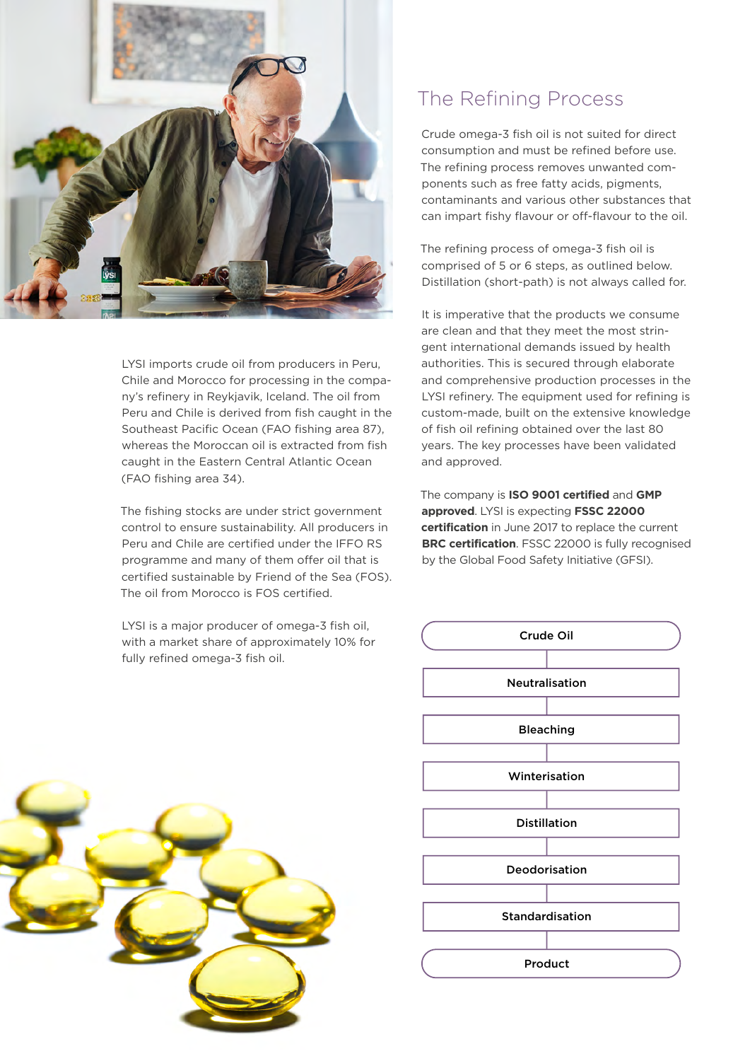LYSI imports crude oil from producers in Peru, Chile and Morocco for processing in the company's refinery in Reykjavik, Iceland. The oil from Peru and Chile is derived from fish caught in the Southeast Pacific Ocean (FAO fishing area 87), whereas the Moroccan oil is extracted from fish caught in the Eastern Central Atlantic Ocean (FAO fishing area 34).

The fishing stocks are under strict government control to ensure sustainability. All producers in Peru and Chile are certified under the IFFO RS programme and many of them offer oil that is certified sustainable by Friend of the Sea (FOS). The oil from Morocco is FOS certified.

LYSI is a major producer of omega-3 fish oil, with a market share of approximately 10% for fully refined omega-3 fish oil.

## The Refining Process

Crude omega-3 fish oil is not suited for direct consumption and must be refined before use. The refining process removes unwanted components such as free fatty acids, pigments, contaminants and various other substances that can impart fishy flavour or off-flavour to the oil.

The refining process of omega-3 fish oil is comprised of 5 or 6 steps, as outlined below. Distillation (short-path) is not always called for.

It is imperative that the products we consume are clean and that they meet the most stringent international demands issued by health authorities. This is secured through elaborate and comprehensive production processes in the LYSI refinery. The equipment used for refining is custom-made, built on the extensive knowledge of fish oil refining obtained over the last 80 years. The key processes have been validated and approved.

The company is **ISO 9001 certified** and **GMP approved**. LYSI is expecting **FSSC 22000 certification** in June 2017 to replace the current **BRC certification**. FSSC 22000 is fully recognised by the Global Food Safety Initiative (GFSI).

- **Crude Oil**
- **Neutralisation**
- **Bleaching**
- **Winterisation**
- **Distillation**
- **Deodorisation**
- **Standardisation**
- **Product**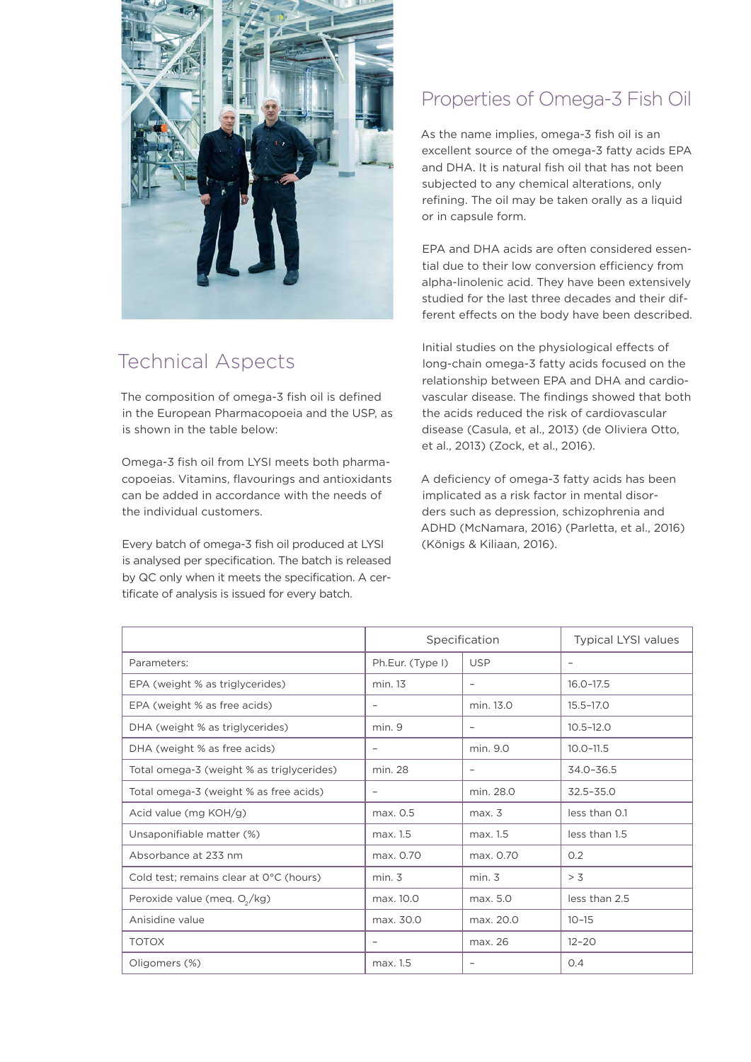## Technical Aspects

The composition of omega-3 fish oil is defined in the European Pharmacopoeia and the USP, as is shown in the table below:

Omega-3 fish oil from LYSI meets both pharmacopoeias. Vitamins, flavourings and antioxidants can be added in accordance with the needs of the individual customers.

Every batch of omega-3 fish oil produced at LYSI is analysed per specification. The batch is released by QC only when it meets the specification. A certificate of analysis is issued for every batch.

## Properties of Omega-3 Fish Oil

As the name implies, omega-3 fish oil is an excellent source of the omega-3 fatty acids EPA and DHA. It is natural fish oil that has not been subjected to any chemical alterations, only refining. The oil may be taken orally as a liquid or in capsule form.

EPA and DHA acids are often considered essential due to their low conversion efficiency from alpha-linolenic acid. They have been extensively studied for the last three decades and their different effects on the body have been described.

Initial studies on the physiological effects of long-chain omega-3 fatty acids focused on the relationship between EPA and DHA and cardiovascular disease. The findings showed that both the acids reduced the risk of cardiovascular disease (Casula, et al., 2013) (de Oliviera Otto, et al., 2013) (Zock, et al., 2016).

A deficiency of omega-3 fatty acids has been implicated as a risk factor in mental disorders such as depression, schizophrenia and ADHD (McNamara, 2016) (Parletta, et al., 2016) (Königs & Kiliaan, 2016).

| | Specification | | Typical LYSI values |
|---|---|---|---|
| Parameters: | Ph.Eur. (Type I) | USP | – |
| EPA (weight % as triglycerides) | min. 13 | – | 16.0–17.5 |
| EPA (weight % as free acids) | – | min. 13.0 | 15.5–17.0 |
| DHA (weight % as triglycerides) | min. 9 | – | 10.5–12.0 |
| DHA (weight % as free acids) | – | min. 9.0 | 10.0–11.5 |
| Total omega-3 (weight % as triglycerides) | min. 28 | – | 34.0–36.5 |
| Total omega-3 (weight % as free acids) | – | min. 28.0 | 32.5–35.0 |
| Acid value (mg KOH/g) | max. 0.5 | max. 3 | less than 0.1 |
| Unsaponifiable matter (%) | max. 1.5 | max. 1.5 | less than 1.5 |
| Absorbance at 233 nm | max. 0.70 | max. 0.70 | 0.2 |
| Cold test; remains clear at 0°C (hours) | min. 3 | min. 3 | > 3 |
| Peroxide value (meq. $O_2$/kg) | max. 10.0 | max. 5.0 | less than 2.5 |
| Anisidine value | max. 30.0 | max. 20.0 | 10–15 |
| TOTOX | – | max. 26 | 12–20 |
| Oligomers (%) | max. 1.5 | – | 0.4 |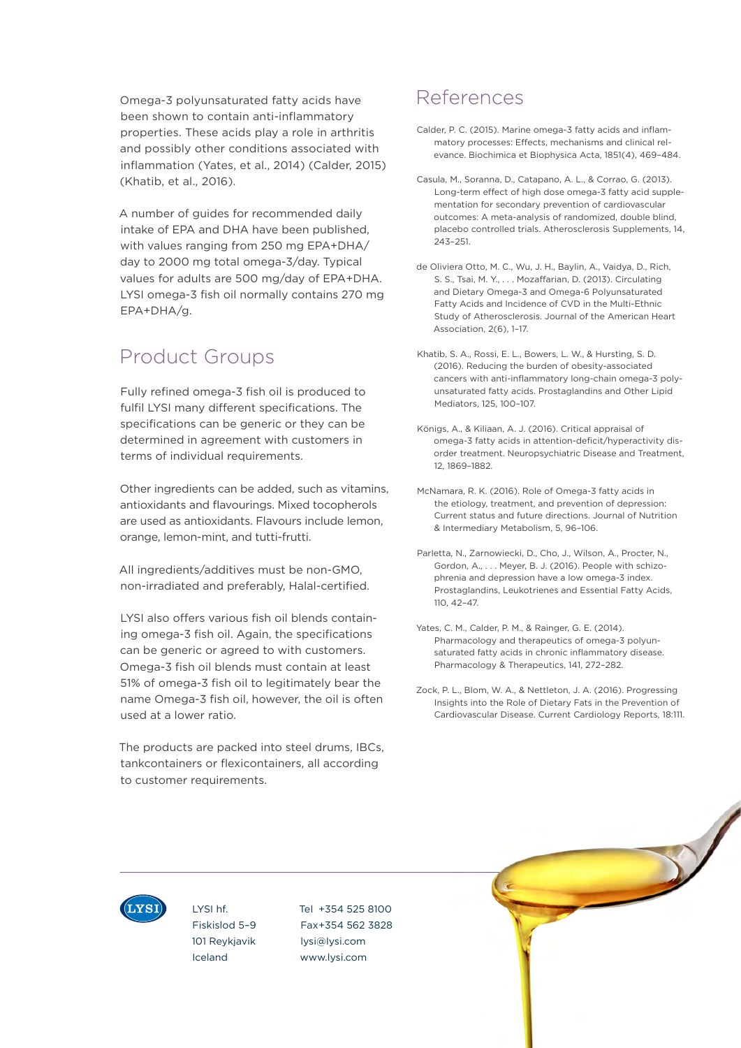Omega-3 polyunsaturated fatty acids have been shown to contain anti-inflammatory properties. These acids play a role in arthritis and possibly other conditions associated with inflammation (Yates, et al., 2014) (Calder, 2015) (Khatib, et al., 2016).

A number of guides for recommended daily intake of EPA and DHA have been published, with values ranging from 250 mg EPA+DHA/day to 2000 mg total omega-3/day. Typical values for adults are 500 mg/day of EPA+DHA. LYSI omega-3 fish oil normally contains 270 mg EPA+DHA/g.

## Product Groups

Fully refined omega-3 fish oil is produced to fulfil LYSI many different specifications. The specifications can be generic or they can be determined in agreement with customers in terms of individual requirements.

Other ingredients can be added, such as vitamins, antioxidants and flavourings. Mixed tocopherols are used as antioxidants. Flavours include lemon, orange, lemon-mint, and tutti-frutti.

All ingredients/additives must be non-GMO, non-irradiated and preferably, Halal-certified.

LYSI also offers various fish oil blends containing omega-3 fish oil. Again, the specifications can be generic or agreed to with customers. Omega-3 fish oil blends must contain at least 51% of omega-3 fish oil to legitimately bear the name Omega-3 fish oil, however, the oil is often used at a lower ratio.

The products are packed into steel drums, IBCs, tankcontainers or flexicontainers, all according to customer requirements.

## References

Calder, P. C. (2015). Marine omega-3 fatty acids and inflammatory processes: Effects, mechanisms and clinical relevance. Biochimica et Biophysica Acta, 1851(4), 469–484.

Casula, M., Soranna, D., Catapano, A. L., & Corrao, G. (2013). Long-term effect of high dose omega-3 fatty acid supplementation for secondary prevention of cardiovascular outcomes: A meta-analysis of randomized, double blind, placebo controlled trials. Atherosclerosis Supplements, 14, 243–251.

de Oliviera Otto, M. C., Wu, J. H., Baylin, A., Vaidya, D., Rich, S. S., Tsai, M. Y., . . . Mozaffarian, D. (2013). Circulating and Dietary Omega-3 and Omega-6 Polyunsaturated Fatty Acids and Incidence of CVD in the Multi-Ethnic Study of Atherosclerosis. Journal of the American Heart Association, 2(6), 1–17.

Khatib, S. A., Rossi, E. L., Bowers, L. W., & Hursting, S. D. (2016). Reducing the burden of obesity-associated cancers with anti-inflammatory long-chain omega-3 polyunsaturated fatty acids. Prostaglandins and Other Lipid Mediators, 125, 100–107.

Königs, A., & Kiliaan, A. J. (2016). Critical appraisal of omega-3 fatty acids in attention-deficit/hyperactivity disorder treatment. Neuropsychiatric Disease and Treatment, 12, 1869–1882.

McNamara, R. K. (2016). Role of Omega-3 fatty acids in the etiology, treatment, and prevention of depression: Current status and future directions. Journal of Nutrition & Intermediary Metabolism, 5, 96–106.

Parletta, N., Zarnowiecki, D., Cho, J., Wilson, A., Procter, N., Gordon, A., . . . Meyer, B. J. (2016). People with schizophrenia and depression have a low omega-3 index. Prostaglandins, Leukotrienes and Essential Fatty Acids, 110, 42–47.

Yates, C. M., Calder, P. M., & Rainger, G. E. (2014). Pharmacology and therapeutics of omega-3 polyunsaturated fatty acids in chronic inflammatory disease. Pharmacology & Therapeutics, 141, 272–282.

Zock, P. L., Blom, W. A., & Nettleton, J. A. (2016). Progressing Insights into the Role of Dietary Fats in the Prevention of Cardiovascular Disease. Current Cardiology Reports, 18:111.

LYSI

LYSI hf.
Fiskislod 5–9
101 Reykjavik
Iceland

Tel +354 525 8100
Fax +354 562 3828
lysi@lysi.com
www.lysi.com